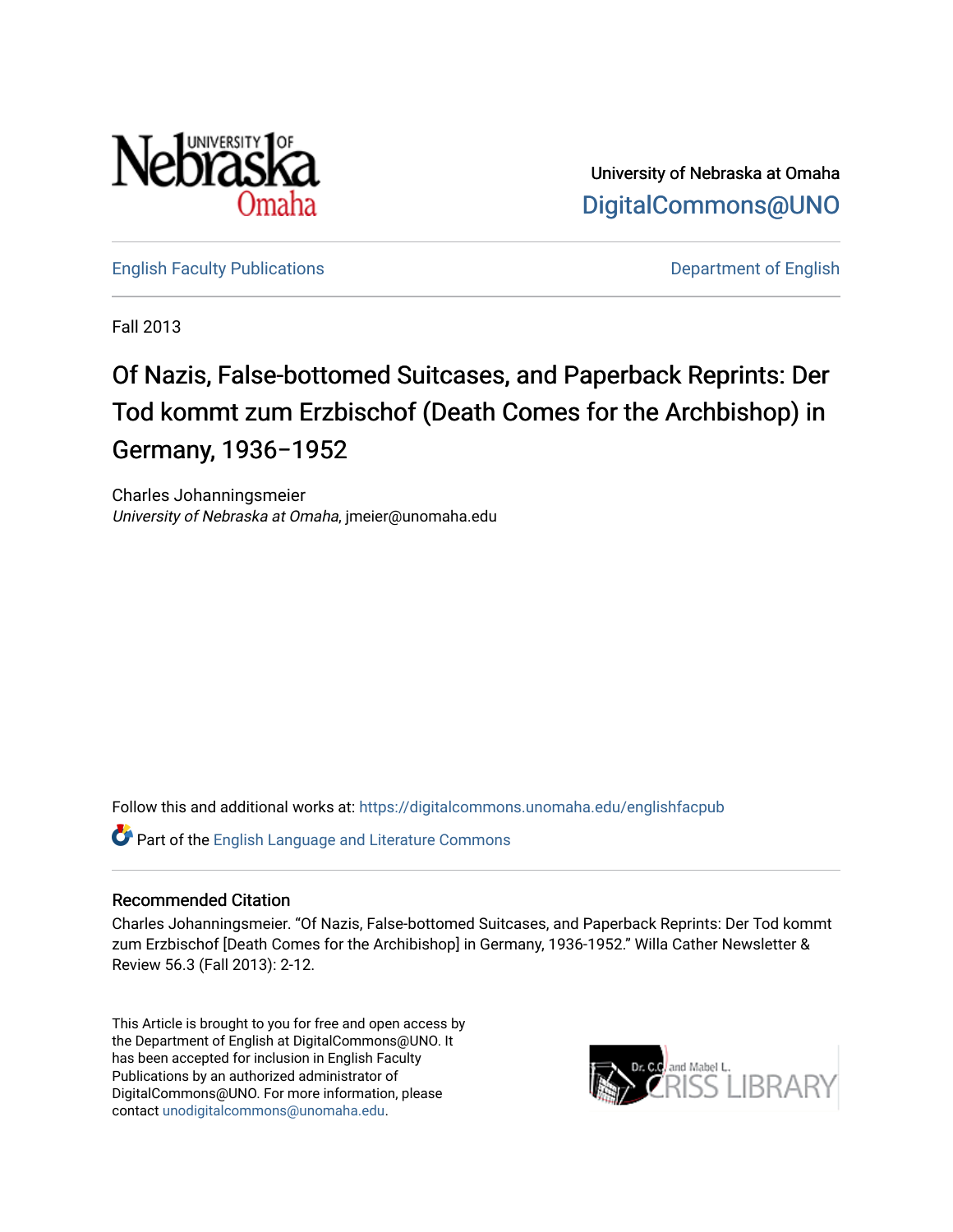University of Nebraska at Omaha

DigitalCommons@UNO

English Faculty Publications

Department of English

Fall 2013

# Of Nazis, False-bottomed Suitcases, and Paperback Reprints: Der Tod kommt zum Erzbischof (Death Comes for the Archbishop) in Germany, 1936–1952

Charles Johanningsmeier
*University of Nebraska at Omaha*, jmeier@unomaha.edu

Follow this and additional works at: https://digitalcommons.unomaha.edu/englishfacpub

Part of the English Language and Literature Commons

## Recommended Citation

Charles Johanningsmeier. "Of Nazis, False-bottomed Suitcases, and Paperback Reprints: Der Tod kommt zum Erzbischof [Death Comes for the Archibishop] in Germany, 1936-1952." Willa Cather Newsletter & Review 56.3 (Fall 2013): 2-12.

This Article is brought to you for free and open access by the Department of English at DigitalCommons@UNO. It has been accepted for inclusion in English Faculty Publications by an authorized administrator of DigitalCommons@UNO. For more information, please contact unodigitalcommons@unomaha.edu.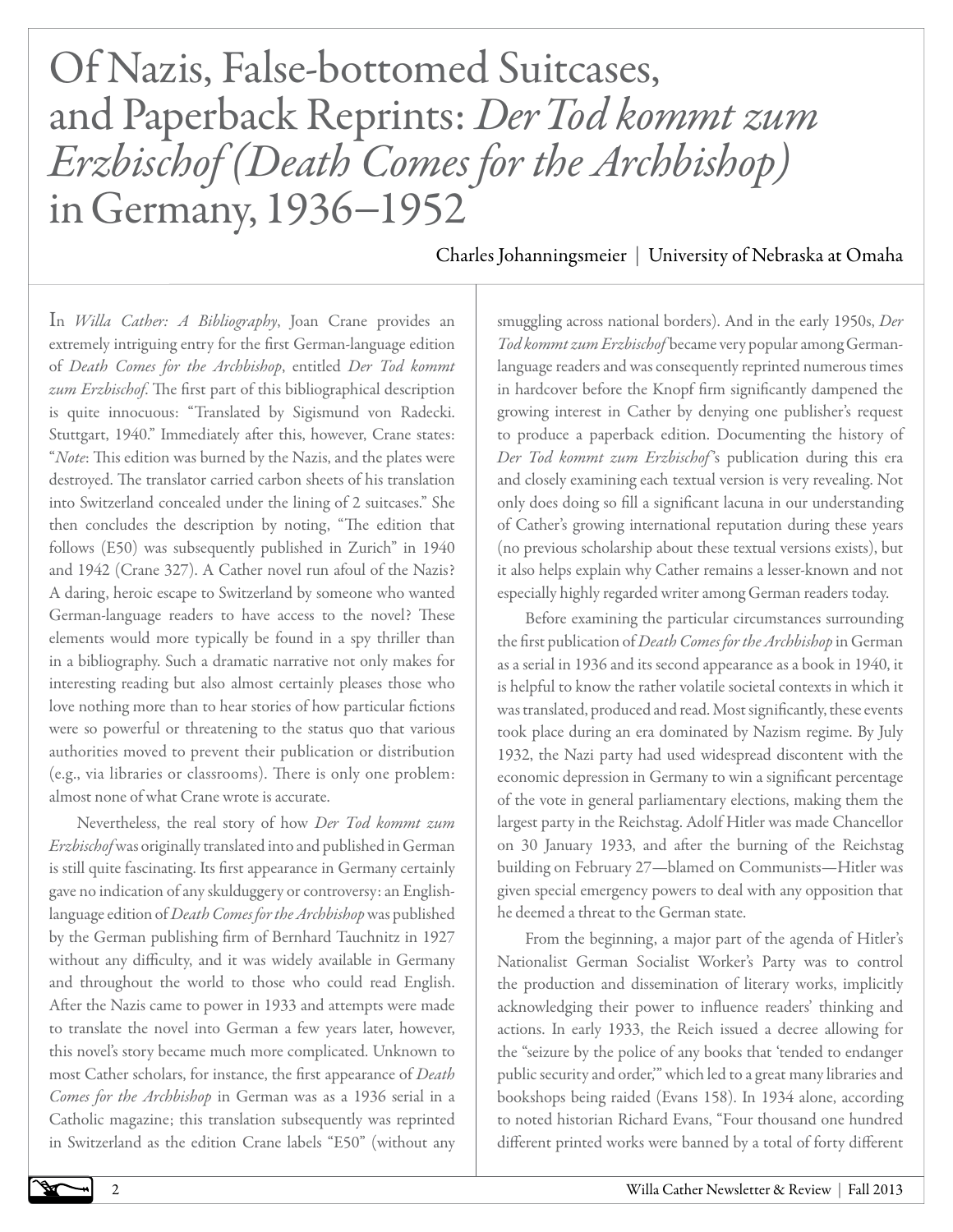# Of Nazis, False-bottomed Suitcases, and Paperback Reprints: *Der Tod kommt zum Erzbischof (Death Comes for the Archbishop)* in Germany, 1936–1952

Charles Johanningsmeier | University of Nebraska at Omaha

In *Willa Cather: A Bibliography*, Joan Crane provides an extremely intriguing entry for the first German-language edition of *Death Comes for the Archbishop*, entitled *Der Tod kommt zum Erzbischof*. The first part of this bibliographical description is quite innocuous: "Translated by Sigismund von Radecki. Stuttgart, 1940." Immediately after this, however, Crane states: "*Note*: This edition was burned by the Nazis, and the plates were destroyed. The translator carried carbon sheets of his translation into Switzerland concealed under the lining of 2 suitcases." She then concludes the description by noting, "The edition that follows (E50) was subsequently published in Zurich" in 1940 and 1942 (Crane 327). A Cather novel run afoul of the Nazis? A daring, heroic escape to Switzerland by someone who wanted German-language readers to have access to the novel? These elements would more typically be found in a spy thriller than in a bibliography. Such a dramatic narrative not only makes for interesting reading but also almost certainly pleases those who love nothing more than to hear stories of how particular fictions were so powerful or threatening to the status quo that various authorities moved to prevent their publication or distribution (e.g., via libraries or classrooms). There is only one problem: almost none of what Crane wrote is accurate.

Nevertheless, the real story of how *Der Tod kommt zum Erzbischof* was originally translated into and published in German is still quite fascinating. Its first appearance in Germany certainly gave no indication of any skulduggery or controversy: an English-language edition of *Death Comes for the Archbishop* was published by the German publishing firm of Bernhard Tauchnitz in 1927 without any difficulty, and it was widely available in Germany and throughout the world to those who could read English. After the Nazis came to power in 1933 and attempts were made to translate the novel into German a few years later, however, this novel's story became much more complicated. Unknown to most Cather scholars, for instance, the first appearance of *Death Comes for the Archbishop* in German was as a 1936 serial in a Catholic magazine; this translation subsequently was reprinted in Switzerland as the edition Crane labels "E50" (without any smuggling across national borders). And in the early 1950s, *Der Tod kommt zum Erzbischof* became very popular among German-language readers and was consequently reprinted numerous times in hardcover before the Knopf firm significantly dampened the growing interest in Cather by denying one publisher's request to produce a paperback edition. Documenting the history of *Der Tod kommt zum Erzbischof*'s publication during this era and closely examining each textual version is very revealing. Not only does doing so fill a significant lacuna in our understanding of Cather's growing international reputation during these years (no previous scholarship about these textual versions exists), but it also helps explain why Cather remains a lesser-known and not especially highly regarded writer among German readers today.

Before examining the particular circumstances surrounding the first publication of *Death Comes for the Archbishop* in German as a serial in 1936 and its second appearance as a book in 1940, it is helpful to know the rather volatile societal contexts in which it was translated, produced and read. Most significantly, these events took place during an era dominated by Nazism regime. By July 1932, the Nazi party had used widespread discontent with the economic depression in Germany to win a significant percentage of the vote in general parliamentary elections, making them the largest party in the Reichstag. Adolf Hitler was made Chancellor on 30 January 1933, and after the burning of the Reichstag building on February 27—blamed on Communists—Hitler was given special emergency powers to deal with any opposition that he deemed a threat to the German state.

From the beginning, a major part of the agenda of Hitler's Nationalist German Socialist Worker's Party was to control the production and dissemination of literary works, implicitly acknowledging their power to influence readers' thinking and actions. In early 1933, the Reich issued a decree allowing for the "seizure by the police of any books that 'tended to endanger public security and order,'" which led to a great many libraries and bookshops being raided (Evans 158). In 1934 alone, according to noted historian Richard Evans, "Four thousand one hundred different printed works were banned by a total of forty different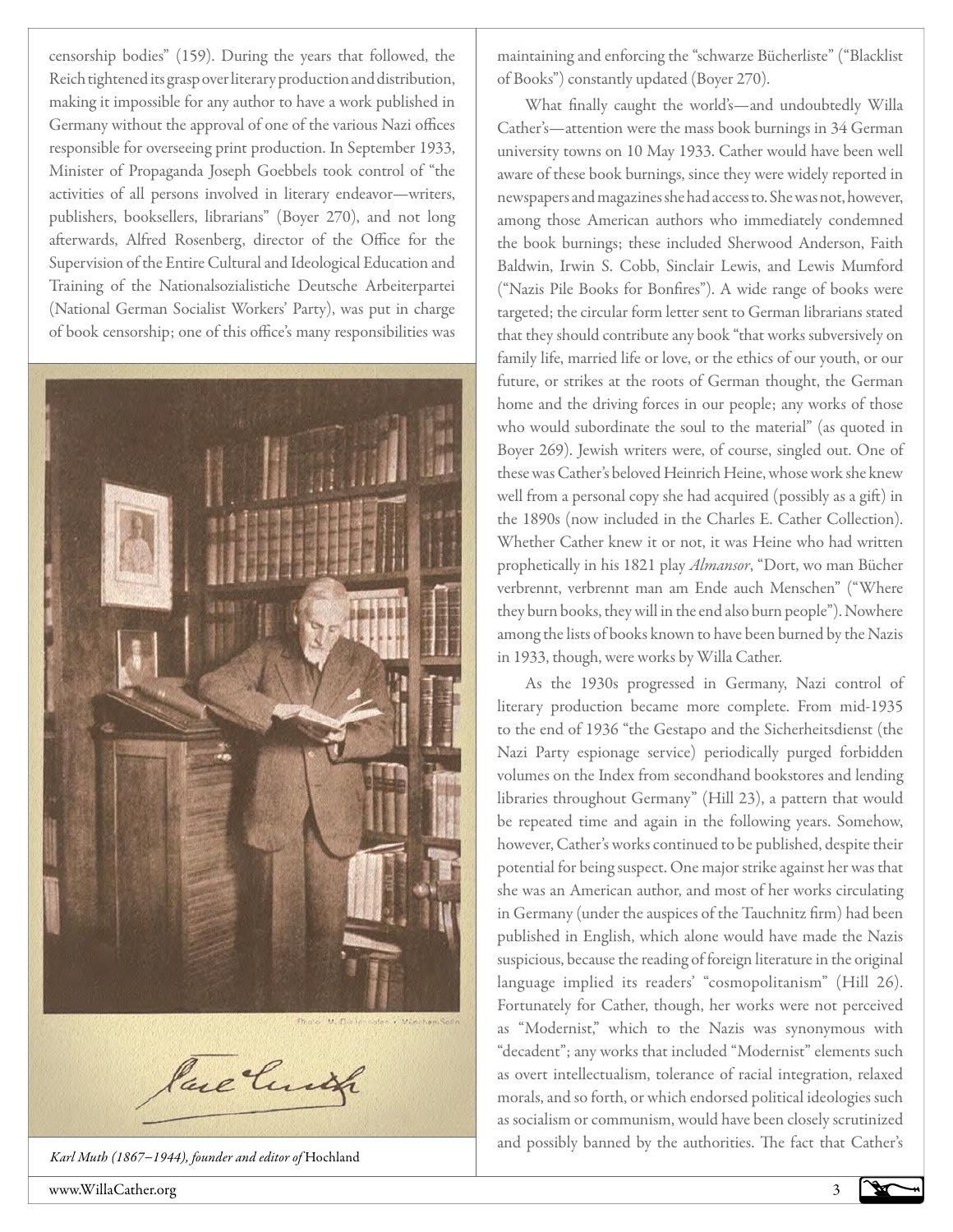censorship bodies" (159). During the years that followed, the Reich tightened its grasp over literary production and distribution, making it impossible for any author to have a work published in Germany without the approval of one of the various Nazi offices responsible for overseeing print production. In September 1933, Minister of Propaganda Joseph Goebbels took control of "the activities of all persons involved in literary endeavor—writers, publishers, booksellers, librarians" (Boyer 270), and not long afterwards, Alfred Rosenberg, director of the Office for the Supervision of the Entire Cultural and Ideological Education and Training of the Nationalsozialistiche Deutsche Arbeiterpartei (National German Socialist Workers' Party), was put in charge of book censorship; one of this office's many responsibilities was maintaining and enforcing the "schwarze Bücherliste" ("Blacklist of Books") constantly updated (Boyer 270).

*Karl Muth (1867–1944), founder and editor of* Hochland

What finally caught the world's—and undoubtedly Willa Cather's—attention were the mass book burnings in 34 German university towns on 10 May 1933. Cather would have been well aware of these book burnings, since they were widely reported in newspapers and magazines she had access to. She was not, however, among those American authors who immediately condemned the book burnings; these included Sherwood Anderson, Faith Baldwin, Irwin S. Cobb, Sinclair Lewis, and Lewis Mumford ("Nazis Pile Books for Bonfires"). A wide range of books were targeted; the circular form letter sent to German librarians stated that they should contribute any book "that works subversively on family life, married life or love, or the ethics of our youth, or our future, or strikes at the roots of German thought, the German home and the driving forces in our people; any works of those who would subordinate the soul to the material" (as quoted in Boyer 269). Jewish writers were, of course, singled out. One of these was Cather's beloved Heinrich Heine, whose work she knew well from a personal copy she had acquired (possibly as a gift) in the 1890s (now included in the Charles E. Cather Collection). Whether Cather knew it or not, it was Heine who had written prophetically in his 1821 play *Almansor*, "Dort, wo man Bücher verbrennt, verbrennt man am Ende auch Menschen" ("Where they burn books, they will in the end also burn people"). Nowhere among the lists of books known to have been burned by the Nazis in 1933, though, were works by Willa Cather.

As the 1930s progressed in Germany, Nazi control of literary production became more complete. From mid-1935 to the end of 1936 "the Gestapo and the Sicherheitsdienst (the Nazi Party espionage service) periodically purged forbidden volumes on the Index from secondhand bookstores and lending libraries throughout Germany" (Hill 23), a pattern that would be repeated time and again in the following years. Somehow, however, Cather's works continued to be published, despite their potential for being suspect. One major strike against her was that she was an American author, and most of her works circulating in Germany (under the auspices of the Tauchnitz firm) had been published in English, which alone would have made the Nazis suspicious, because the reading of foreign literature in the original language implied its readers' "cosmopolitanism" (Hill 26). Fortunately for Cather, though, her works were not perceived as "Modernist," which to the Nazis was synonymous with "decadent"; any works that included "Modernist" elements such as overt intellectualism, tolerance of racial integration, relaxed morals, and so forth, or which endorsed political ideologies such as socialism or communism, would have been closely scrutinized and possibly banned by the authorities. The fact that Cather's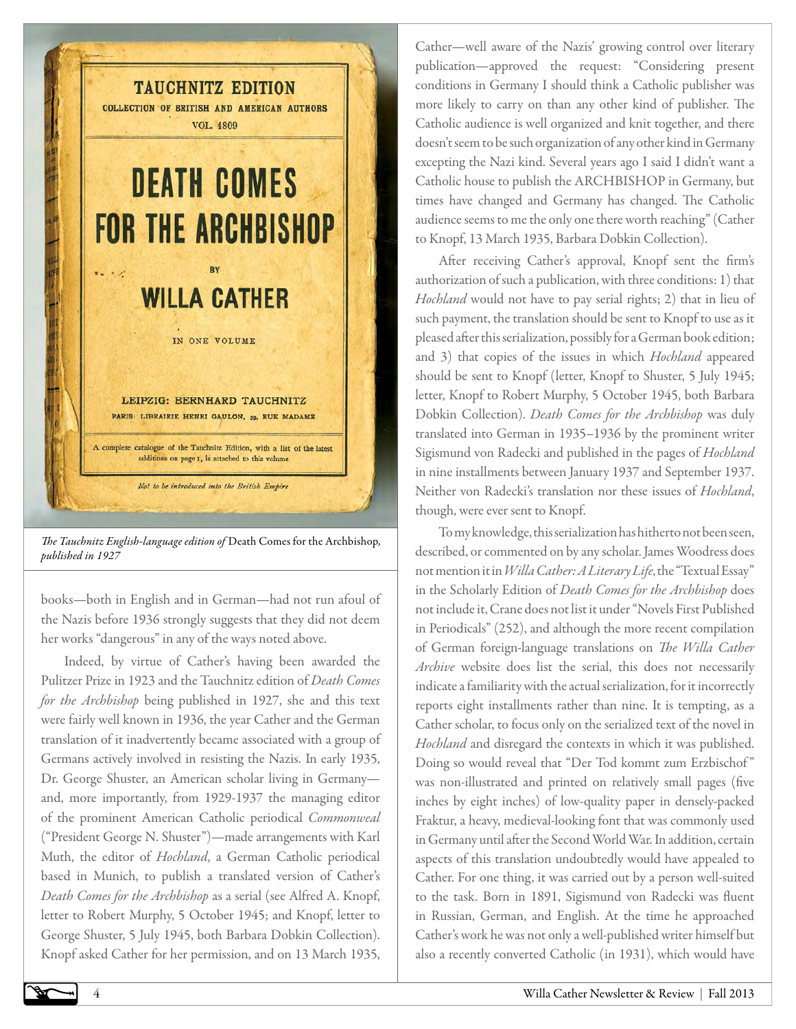*The Tauchnitz English-language edition of* Death Comes for the Archbishop*, published in 1927*

books—both in English and in German—had not run afoul of the Nazis before 1936 strongly suggests that they did not deem her works "dangerous" in any of the ways noted above.

Indeed, by virtue of Cather's having been awarded the Pulitzer Prize in 1923 and the Tauchnitz edition of *Death Comes for the Archbishop* being published in 1927, she and this text were fairly well known in 1936, the year Cather and the German translation of it inadvertently became associated with a group of Germans actively involved in resisting the Nazis. In early 1935, Dr. George Shuster, an American scholar living in Germany—and, more importantly, from 1929-1937 the managing editor of the prominent American Catholic periodical *Commonweal* ("President George N. Shuster")—made arrangements with Karl Muth, the editor of *Hochland*, a German Catholic periodical based in Munich, to publish a translated version of Cather's *Death Comes for the Archbishop* as a serial (see Alfred A. Knopf, letter to Robert Murphy, 5 October 1945; and Knopf, letter to George Shuster, 5 July 1945, both Barbara Dobkin Collection). Knopf asked Cather for her permission, and on 13 March 1935, Cather—well aware of the Nazis' growing control over literary publication—approved the request: "Considering present conditions in Germany I should think a Catholic publisher was more likely to carry on than any other kind of publisher. The Catholic audience is well organized and knit together, and there doesn't seem to be such organization of any other kind in Germany excepting the Nazi kind. Several years ago I said I didn't want a Catholic house to publish the ARCHBISHOP in Germany, but times have changed and Germany has changed. The Catholic audience seems to me the only one there worth reaching" (Cather to Knopf, 13 March 1935, Barbara Dobkin Collection).

After receiving Cather's approval, Knopf sent the firm's authorization of such a publication, with three conditions: 1) that *Hochland* would not have to pay serial rights; 2) that in lieu of such payment, the translation should be sent to Knopf to use as it pleased after this serialization, possibly for a German book edition; and 3) that copies of the issues in which *Hochland* appeared should be sent to Knopf (letter, Knopf to Shuster, 5 July 1945; letter, Knopf to Robert Murphy, 5 October 1945, both Barbara Dobkin Collection). *Death Comes for the Archbishop* was duly translated into German in 1935–1936 by the prominent writer Sigismund von Radecki and published in the pages of *Hochland* in nine installments between January 1937 and September 1937. Neither von Radecki's translation nor these issues of *Hochland*, though, were ever sent to Knopf.

To my knowledge, this serialization has hitherto not been seen, described, or commented on by any scholar. James Woodress does not mention it in *Willa Cather: A Literary Life*, the "Textual Essay" in the Scholarly Edition of *Death Comes for the Archbishop* does not include it, Crane does not list it under "Novels First Published in Periodicals" (252), and although the more recent compilation of German foreign-language translations on *The Willa Cather Archive* website does list the serial, this does not necessarily indicate a familiarity with the actual serialization, for it incorrectly reports eight installments rather than nine. It is tempting, as a Cather scholar, to focus only on the serialized text of the novel in *Hochland* and disregard the contexts in which it was published. Doing so would reveal that "Der Tod kommt zum Erzbischof" was non-illustrated and printed on relatively small pages (five inches by eight inches) of low-quality paper in densely-packed Fraktur, a heavy, medieval-looking font that was commonly used in Germany until after the Second World War. In addition, certain aspects of this translation undoubtedly would have appealed to Cather. For one thing, it was carried out by a person well-suited to the task. Born in 1891, Sigismund von Radecki was fluent in Russian, German, and English. At the time he approached Cather's work he was not only a well-published writer himself but also a recently converted Catholic (in 1931), which would have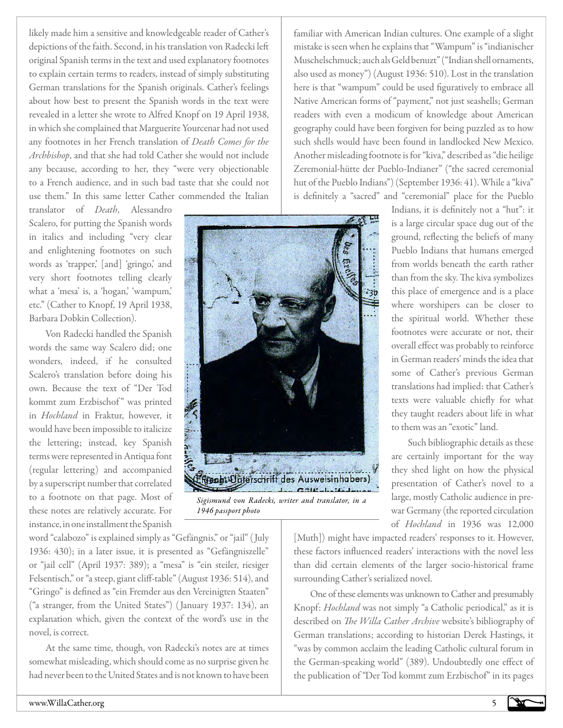likely made him a sensitive and knowledgeable reader of Cather's depictions of the faith. Second, in his translation von Radecki left original Spanish terms in the text and used explanatory footnotes to explain certain terms to readers, instead of simply substituting German translations for the Spanish originals. Cather's feelings about how best to present the Spanish words in the text were revealed in a letter she wrote to Alfred Knopf on 19 April 1938, in which she complained that Marguerite Yourcenar had not used any footnotes in her French translation of *Death Comes for the Archbishop*, and that she had told Cather she would not include any because, according to her, they "were very objectionable to a French audience, and in such bad taste that she could not use them." In this same letter Cather commended the Italian translator of *Death*, Alessandro Scalero, for putting the Spanish words in italics and including "very clear and enlightening footnotes on such words as 'trapper,' [and] 'gringo,' and very short footnotes telling clearly what a 'mesa' is, a 'hogan,' 'wampum,' etc." (Cather to Knopf, 19 April 1938, Barbara Dobkin Collection).

Von Radecki handled the Spanish words the same way Scalero did; one wonders, indeed, if he consulted Scalero's translation before doing his own. Because the text of "Der Tod kommt zum Erzbischof" was printed in *Hochland* in Fraktur, however, it would have been impossible to italicize the lettering; instead, key Spanish terms were represented in Antiqua font (regular lettering) and accompanied by a superscript number that correlated to a footnote on that page. Most of these notes are relatively accurate. For instance, in one installment the Spanish word "calabozo" is explained simply as "Gefängnis," or "jail" (July 1936: 430); in a later issue, it is presented as "Gefängniszelle" or "jail cell" (April 1937: 389); a "mesa" is "ein steiler, riesiger Felsentisch," or "a steep, giant cliff-table" (August 1936: 514), and "Gringo" is defined as "ein Fremder aus den Vereinigten Staaten" ("a stranger, from the United States") (January 1937: 134), an explanation which, given the context of the word's use in the novel, is correct.

*Sigismund von Radecki, writer and translator, in a 1946 passport photo*

At the same time, though, von Radecki's notes are at times somewhat misleading, which should come as no surprise given he had never been to the United States and is not known to have been familiar with American Indian cultures. One example of a slight mistake is seen when he explains that "Wampum" is "indianischer Muschelschmuck; auch als Geld benuzt" ("Indian shell ornaments, also used as money") (August 1936: 510). Lost in the translation here is that "wampum" could be used figuratively to embrace all Native American forms of "payment," not just seashells; German readers with even a modicum of knowledge about American geography could have been forgiven for being puzzled as to how such shells would have been found in landlocked New Mexico. Another misleading footnote is for "kiva," described as "die heilige Zeremonial-hütte der Pueblo-Indianer" ("the sacred ceremonial hut of the Pueblo Indians") (September 1936: 41). While a "kiva" is definitely a "sacred" and "ceremonial" place for the Pueblo Indians, it is definitely not a "hut": it is a large circular space dug out of the ground, reflecting the beliefs of many Pueblo Indians that humans emerged from worlds beneath the earth rather than from the sky. The kiva symbolizes this place of emergence and is a place where worshipers can be closer to the spiritual world. Whether these footnotes were accurate or not, their overall effect was probably to reinforce in German readers' minds the idea that some of Cather's previous German translations had implied: that Cather's texts were valuable chiefly for what they taught readers about life in what to them was an "exotic" land.

Such bibliographic details as these are certainly important for the way they shed light on how the physical presentation of Cather's novel to a large, mostly Catholic audience in pre-war Germany (the reported circulation of *Hochland* in 1936 was 12,000 [Muth]) might have impacted readers' responses to it. However, these factors influenced readers' interactions with the novel less than did certain elements of the larger socio-historical frame surrounding Cather's serialized novel.

One of these elements was unknown to Cather and presumably Knopf: *Hochland* was not simply "a Catholic periodical," as it is described on *The Willa Cather Archive* website's bibliography of German translations; according to historian Derek Hastings, it "was by common acclaim the leading Catholic cultural forum in the German-speaking world" (389). Undoubtedly one effect of the publication of "Der Tod kommt zum Erzbischof" in its pages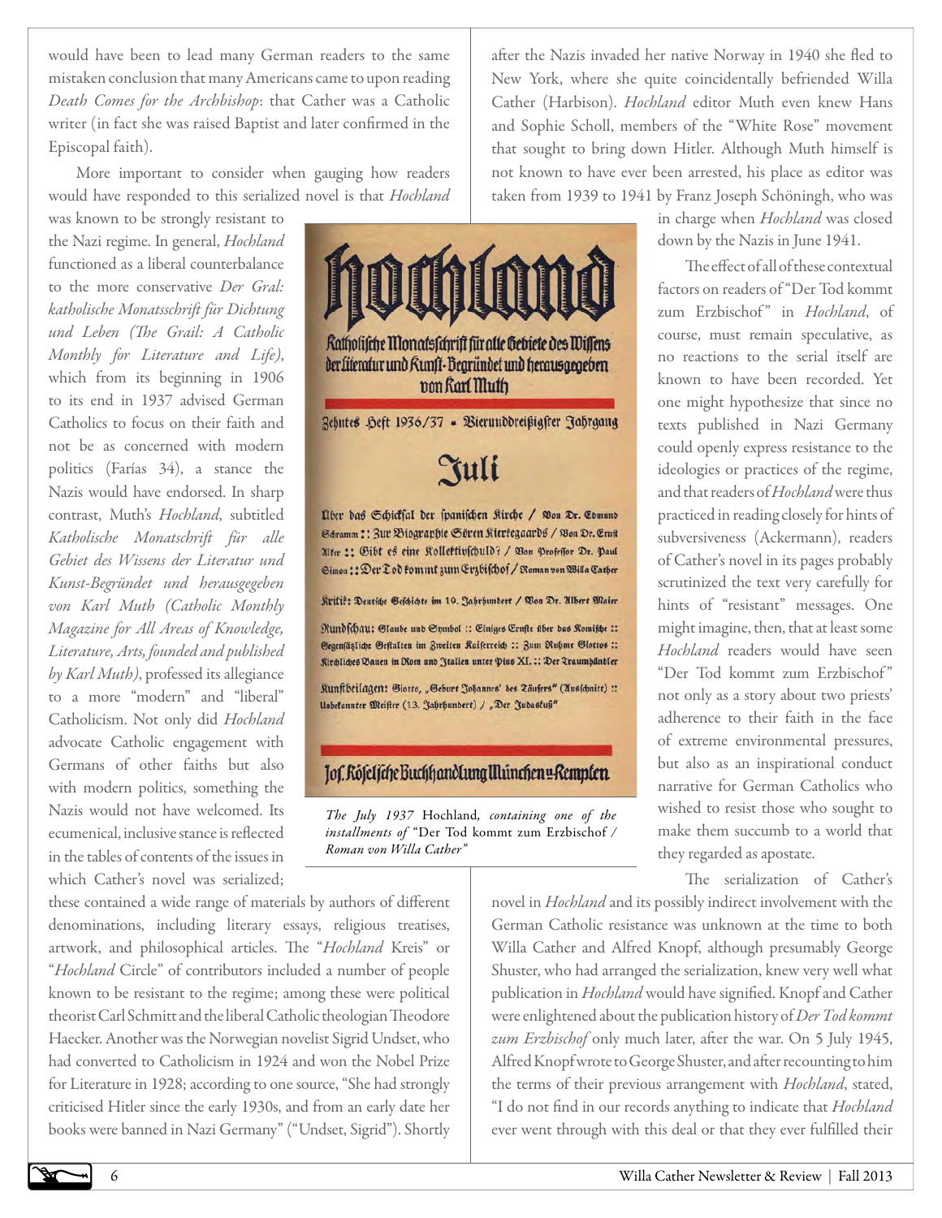would have been to lead many German readers to the same mistaken conclusion that many Americans came to upon reading *Death Comes for the Archbishop*: that Cather was a Catholic writer (in fact she was raised Baptist and later confirmed in the Episcopal faith).

More important to consider when gauging how readers would have responded to this serialized novel is that *Hochland* was known to be strongly resistant to the Nazi regime. In general, *Hochland* functioned as a liberal counterbalance to the more conservative *Der Gral: katholische Monatsschrift für Dichtung und Leben (The Grail: A Catholic Monthly for Literature and Life)*, which from its beginning in 1906 to its end in 1937 advised German Catholics to focus on their faith and not be as concerned with modern politics (Farías 34), a stance the Nazis would have endorsed. In sharp contrast, Muth's *Hochland*, subtitled *Katholische Monatschrift für alle Gebiet des Wissens der Literatur und Kunst-Begründet und herausgegeben von Karl Muth (Catholic Monthly Magazine for All Areas of Knowledge, Literature, Arts, founded and published by Karl Muth)*, professed its allegiance to a more "modern" and "liberal" Catholicism. Not only did *Hochland* advocate Catholic engagement with Germans of other faiths but also with modern politics, something the Nazis would not have welcomed. Its ecumenical, inclusive stance is reflected in the tables of contents of the issues in which Cather's novel was serialized; these contained a wide range of materials by authors of different denominations, including literary essays, religious treatises, artwork, and philosophical articles. The "*Hochland* Kreis" or "*Hochland* Circle" of contributors included a number of people known to be resistant to the regime; among these were political theorist Carl Schmitt and the liberal Catholic theologian Theodore Haecker. Another was the Norwegian novelist Sigrid Undset, who had converted to Catholicism in 1924 and won the Nobel Prize for Literature in 1928; according to one source, "She had strongly criticised Hitler since the early 1930s, and from an early date her books were banned in Nazi Germany" ("Undset, Sigrid"). Shortly after the Nazis invaded her native Norway in 1940 she fled to New York, where she quite coincidentally befriended Willa Cather (Harbison). *Hochland* editor Muth even knew Hans and Sophie Scholl, members of the "White Rose" movement that sought to bring down Hitler. Although Muth himself is not known to have ever been arrested, his place as editor was taken from 1939 to 1941 by Franz Joseph Schöningh, who was in charge when *Hochland* was closed down by the Nazis in June 1941.

*The July 1937* Hochland*, containing one of the installments of* "Der Tod kommt zum Erzbischof / Roman von Willa Cather"

The effect of all of these contextual factors on readers of "Der Tod kommt zum Erzbischof" in *Hochland*, of course, must remain speculative, as no reactions to the serial itself are known to have been recorded. Yet one might hypothesize that since no texts published in Nazi Germany could openly express resistance to the ideologies or practices of the regime, and that readers of *Hochland* were thus practiced in reading closely for hints of subversiveness (Ackermann), readers of Cather's novel in its pages probably scrutinized the text very carefully for hints of "resistant" messages. One might imagine, then, that at least some *Hochland* readers would have seen "Der Tod kommt zum Erzbischof" not only as a story about two priests' adherence to their faith in the face of extreme environmental pressures, but also as an inspirational conduct narrative for German Catholics who wished to resist those who sought to make them succumb to a world that they regarded as apostate.

The serialization of Cather's novel in *Hochland* and its possibly indirect involvement with the German Catholic resistance was unknown at the time to both Willa Cather and Alfred Knopf, although presumably George Shuster, who had arranged the serialization, knew very well what publication in *Hochland* would have signified. Knopf and Cather were enlightened about the publication history of *Der Tod kommt zum Erzbischof* only much later, after the war. On 5 July 1945, Alfred Knopf wrote to George Shuster, and after recounting to him the terms of their previous arrangement with *Hochland*, stated, "I do not find in our records anything to indicate that *Hochland* ever went through with this deal or that they ever fulfilled their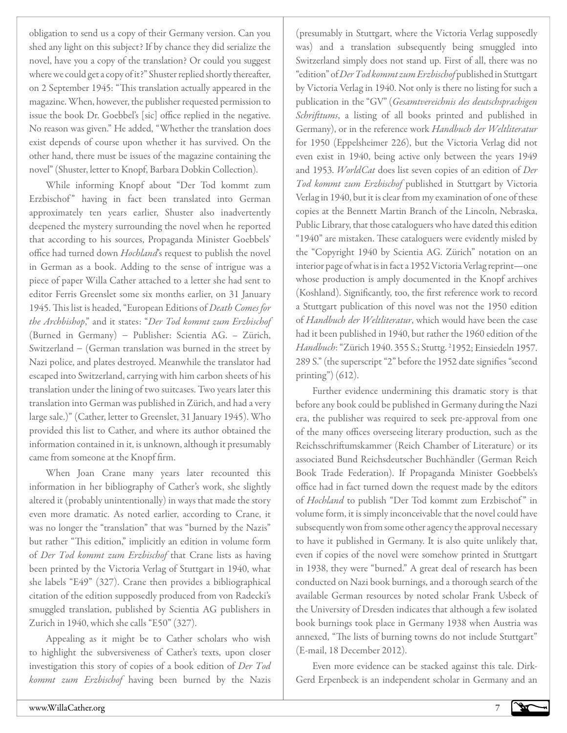obligation to send us a copy of their Germany version. Can you shed any light on this subject? If by chance they did serialize the novel, have you a copy of the translation? Or could you suggest where we could get a copy of it?" Shuster replied shortly thereafter, on 2 September 1945: "This translation actually appeared in the magazine. When, however, the publisher requested permission to issue the book Dr. Goebbel's [sic] office replied in the negative. No reason was given." He added, "Whether the translation does exist depends of course upon whether it has survived. On the other hand, there must be issues of the magazine containing the novel" (Shuster, letter to Knopf, Barbara Dobkin Collection).

While informing Knopf about "Der Tod kommt zum Erzbischof" having in fact been translated into German approximately ten years earlier, Shuster also inadvertently deepened the mystery surrounding the novel when he reported that according to his sources, Propaganda Minister Goebbels' office had turned down *Hochland*'s request to publish the novel in German as a book. Adding to the sense of intrigue was a piece of paper Willa Cather attached to a letter she had sent to editor Ferris Greenslet some six months earlier, on 31 January 1945. This list is headed, "European Editions of *Death Comes for the Archbishop*," and it states: "*Der Tod kommt zum Erzbischof* (Burned in Germany) – Publisher: Scientia AG. – Zürich, Switzerland – (German translation was burned in the street by Nazi police, and plates destroyed. Meanwhile the translator had escaped into Switzerland, carrying with him carbon sheets of his translation under the lining of two suitcases. Two years later this translation into German was published in Zürich, and had a very large sale.)" (Cather, letter to Greenslet, 31 January 1945). Who provided this list to Cather, and where its author obtained the information contained in it, is unknown, although it presumably came from someone at the Knopf firm.

When Joan Crane many years later recounted this information in her bibliography of Cather's work, she slightly altered it (probably unintentionally) in ways that made the story even more dramatic. As noted earlier, according to Crane, it was no longer the "translation" that was "burned by the Nazis" but rather "This edition," implicitly an edition in volume form of *Der Tod kommt zum Erzbischof* that Crane lists as having been printed by the Victoria Verlag of Stuttgart in 1940, what she labels "E49" (327). Crane then provides a bibliographical citation of the edition supposedly produced from von Radecki's smuggled translation, published by Scientia AG publishers in Zurich in 1940, which she calls "E50" (327).

Appealing as it might be to Cather scholars who wish to highlight the subversiveness of Cather's texts, upon closer investigation this story of copies of a book edition of *Der Tod kommt zum Erzbischof* having been burned by the Nazis (presumably in Stuttgart, where the Victoria Verlag supposedly was) and a translation subsequently being smuggled into Switzerland simply does not stand up. First of all, there was no "edition" of *Der Tod kommt zum Erzbischof* published in Stuttgart by Victoria Verlag in 1940. Not only is there no listing for such a publication in the "GV" (*Gesamtvereichnis des deutschsprachigen Schrifttums*, a listing of all books printed and published in Germany), or in the reference work *Handbuch der Weltliteratur* for 1950 (Eppelsheimer 226), but the Victoria Verlag did not even exist in 1940, being active only between the years 1949 and 1953. *WorldCat* does list seven copies of an edition of *Der Tod kommt zum Erzbischof* published in Stuttgart by Victoria Verlag in 1940, but it is clear from my examination of one of these copies at the Bennett Martin Branch of the Lincoln, Nebraska, Public Library, that those cataloguers who have dated this edition "1940" are mistaken. These cataloguers were evidently misled by the "Copyright 1940 by Scientia AG. Zürich" notation on an interior page of what is in fact a 1952 Victoria Verlag reprint—one whose production is amply documented in the Knopf archives (Koshland). Significantly, too, the first reference work to record a Stuttgart publication of this novel was not the 1950 edition of *Handbuch der Weltliteratur*, which would have been the case had it been published in 1940, but rather the 1960 edition of the *Handbuch*: "Zürich 1940. 355 S.; Stuttg. ²1952; Einsiedeln 1957. 289 S." (the superscript "2" before the 1952 date signifies "second printing") (612).

Further evidence undermining this dramatic story is that before any book could be published in Germany during the Nazi era, the publisher was required to seek pre-approval from one of the many offices overseeing literary production, such as the Reichsschriftumskammer (Reich Chamber of Literature) or its associated Bund Reichsdeutscher Buchhändler (German Reich Book Trade Federation). If Propaganda Minister Goebbels's office had in fact turned down the request made by the editors of *Hochland* to publish "Der Tod kommt zum Erzbischof" in volume form, it is simply inconceivable that the novel could have subsequently won from some other agency the approval necessary to have it published in Germany. It is also quite unlikely that, even if copies of the novel were somehow printed in Stuttgart in 1938, they were "burned." A great deal of research has been conducted on Nazi book burnings, and a thorough search of the available German resources by noted scholar Frank Usbeck of the University of Dresden indicates that although a few isolated book burnings took place in Germany 1938 when Austria was annexed, "The lists of burning towns do not include Stuttgart" (E-mail, 18 December 2012).

Even more evidence can be stacked against this tale. Dirk-Gerd Erpenbeck is an independent scholar in Germany and an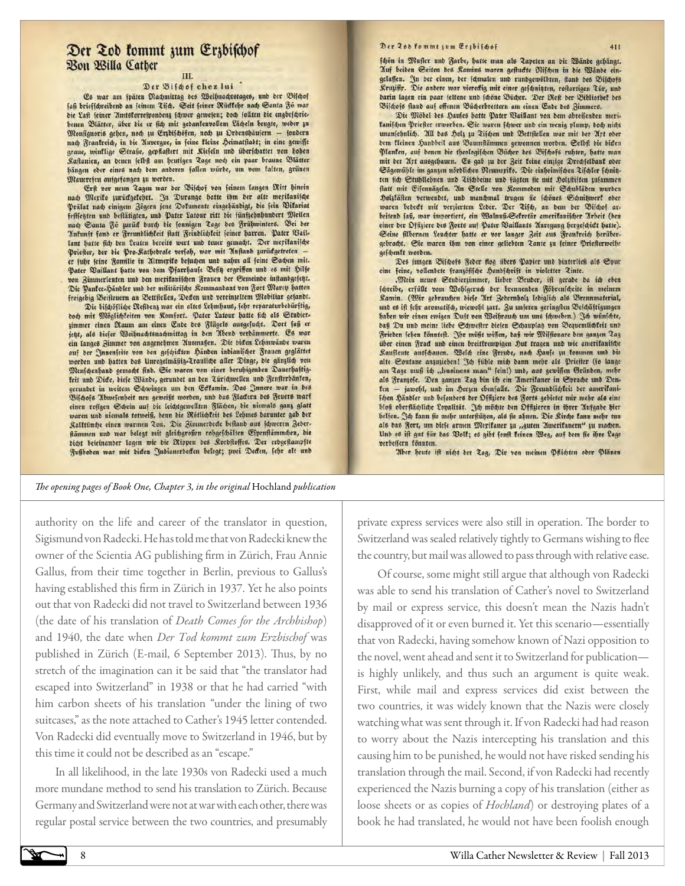*The opening pages of Book One, Chapter 3, in the original* Hochland *publication*

authority on the life and career of the translator in question, Sigismund von Radecki. He has told me that von Radecki knew the owner of the Scientia AG publishing firm in Zürich, Frau Annie Gallus, from their time together in Berlin, previous to Gallus's having established this firm in Zürich in 1937. Yet he also points out that von Radecki did not travel to Switzerland between 1936 (the date of his translation of *Death Comes for the Archbishop*) and 1940, the date when *Der Tod kommt zum Erzbischof* was published in Zürich (E-mail, 6 September 2013). Thus, by no stretch of the imagination can it be said that "the translator had escaped into Switzerland" in 1938 or that he had carried "with him carbon sheets of his translation "under the lining of two suitcases," as the note attached to Cather's 1945 letter contended. Von Radecki did eventually move to Switzerland in 1946, but by this time it could not be described as an "escape."

In all likelihood, in the late 1930s von Radecki used a much more mundane method to send his translation to Zürich. Because Germany and Switzerland were not at war with each other, there was regular postal service between the two countries, and presumably private express services were also still in operation. The border to Switzerland was sealed relatively tightly to Germans wishing to flee the country, but mail was allowed to pass through with relative ease.

Of course, some might still argue that although von Radecki was able to send his translation of Cather's novel to Switzerland by mail or express service, this doesn't mean the Nazis hadn't disapproved of it or even burned it. Yet this scenario—essentially that von Radecki, having somehow known of Nazi opposition to the novel, went ahead and sent it to Switzerland for publication—is highly unlikely, and thus such an argument is quite weak. First, while mail and express services did exist between the two countries, it was widely known that the Nazis were closely watching what was sent through it. If von Radecki had had reason to worry about the Nazis intercepting his translation and this causing him to be punished, he would not have risked sending his translation through the mail. Second, if von Radecki had recently experienced the Nazis burning a copy of his translation (either as loose sheets or as copies of *Hochland*) or destroying plates of a book he had translated, he would not have been foolish enough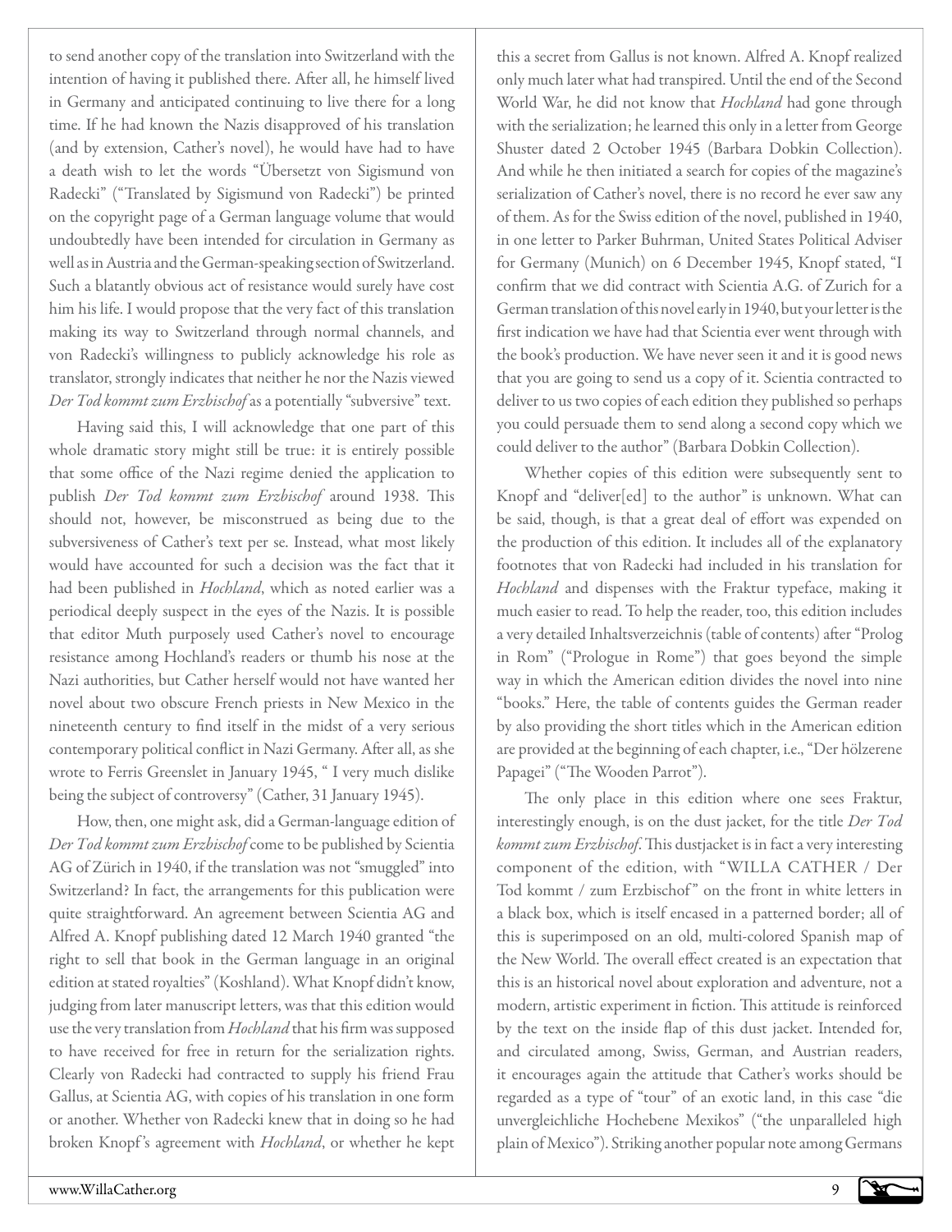to send another copy of the translation into Switzerland with the intention of having it published there. After all, he himself lived in Germany and anticipated continuing to live there for a long time. If he had known the Nazis disapproved of his translation (and by extension, Cather's novel), he would have had to have a death wish to let the words "Übersetzt von Sigismund von Radecki" ("Translated by Sigismund von Radecki") be printed on the copyright page of a German language volume that would undoubtedly have been intended for circulation in Germany as well as in Austria and the German-speaking section of Switzerland. Such a blatantly obvious act of resistance would surely have cost him his life. I would propose that the very fact of this translation making its way to Switzerland through normal channels, and von Radecki's willingness to publicly acknowledge his role as translator, strongly indicates that neither he nor the Nazis viewed *Der Tod kommt zum Erzbischof* as a potentially "subversive" text.

Having said this, I will acknowledge that one part of this whole dramatic story might still be true: it is entirely possible that some office of the Nazi regime denied the application to publish *Der Tod kommt zum Erzbischof* around 1938. This should not, however, be misconstrued as being due to the subversiveness of Cather's text per se. Instead, what most likely would have accounted for such a decision was the fact that it had been published in *Hochland*, which as noted earlier was a periodical deeply suspect in the eyes of the Nazis. It is possible that editor Muth purposely used Cather's novel to encourage resistance among Hochland's readers or thumb his nose at the Nazi authorities, but Cather herself would not have wanted her novel about two obscure French priests in New Mexico in the nineteenth century to find itself in the midst of a very serious contemporary political conflict in Nazi Germany. After all, as she wrote to Ferris Greenslet in January 1945, " I very much dislike being the subject of controversy" (Cather, 31 January 1945).

How, then, one might ask, did a German-language edition of *Der Tod kommt zum Erzbischof* come to be published by Scientia AG of Zürich in 1940, if the translation was not "smuggled" into Switzerland? In fact, the arrangements for this publication were quite straightforward. An agreement between Scientia AG and Alfred A. Knopf publishing dated 12 March 1940 granted "the right to sell that book in the German language in an original edition at stated royalties" (Koshland). What Knopf didn't know, judging from later manuscript letters, was that this edition would use the very translation from *Hochland* that his firm was supposed to have received for free in return for the serialization rights. Clearly von Radecki had contracted to supply his friend Frau Gallus, at Scientia AG, with copies of his translation in one form or another. Whether von Radecki knew that in doing so he had broken Knopf's agreement with *Hochland*, or whether he kept this a secret from Gallus is not known. Alfred A. Knopf realized only much later what had transpired. Until the end of the Second World War, he did not know that *Hochland* had gone through with the serialization; he learned this only in a letter from George Shuster dated 2 October 1945 (Barbara Dobkin Collection). And while he then initiated a search for copies of the magazine's serialization of Cather's novel, there is no record he ever saw any of them. As for the Swiss edition of the novel, published in 1940, in one letter to Parker Buhrman, United States Political Adviser for Germany (Munich) on 6 December 1945, Knopf stated, "I confirm that we did contract with Scientia A.G. of Zurich for a German translation of this novel early in 1940, but your letter is the first indication we have had that Scientia ever went through with the book's production. We have never seen it and it is good news that you are going to send us a copy of it. Scientia contracted to deliver to us two copies of each edition they published so perhaps you could persuade them to send along a second copy which we could deliver to the author" (Barbara Dobkin Collection).

Whether copies of this edition were subsequently sent to Knopf and "deliver[ed] to the author" is unknown. What can be said, though, is that a great deal of effort was expended on the production of this edition. It includes all of the explanatory footnotes that von Radecki had included in his translation for *Hochland* and dispenses with the Fraktur typeface, making it much easier to read. To help the reader, too, this edition includes a very detailed Inhaltsverzeichnis (table of contents) after "Prolog in Rom" ("Prologue in Rome") that goes beyond the simple way in which the American edition divides the novel into nine "books." Here, the table of contents guides the German reader by also providing the short titles which in the American edition are provided at the beginning of each chapter, i.e., "Der hölzerene Papagei" ("The Wooden Parrot").

The only place in this edition where one sees Fraktur, interestingly enough, is on the dust jacket, for the title *Der Tod kommt zum Erzbischof*. This dustjacket is in fact a very interesting component of the edition, with "WILLA CATHER / Der Tod kommt / zum Erzbischof" on the front in white letters in a black box, which is itself encased in a patterned border; all of this is superimposed on an old, multi-colored Spanish map of the New World. The overall effect created is an expectation that this is an historical novel about exploration and adventure, not a modern, artistic experiment in fiction. This attitude is reinforced by the text on the inside flap of this dust jacket. Intended for, and circulated among, Swiss, German, and Austrian readers, it encourages again the attitude that Cather's works should be regarded as a type of "tour" of an exotic land, in this case "die unvergleichliche Hochebene Mexikos" ("the unparalleled high plain of Mexico"). Striking another popular note among Germans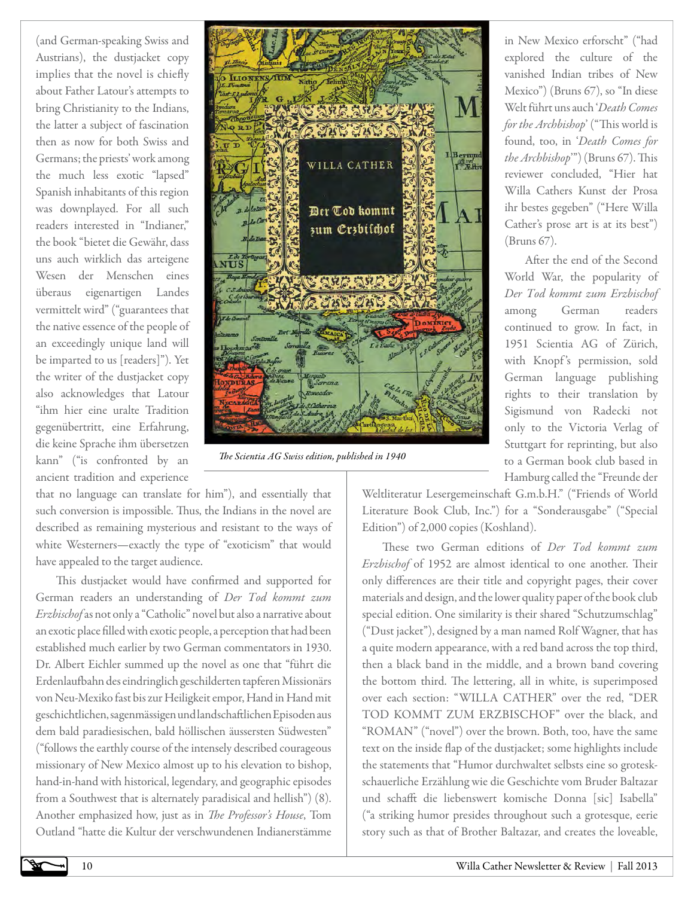(and German-speaking Swiss and Austrians), the dustjacket copy implies that the novel is chiefly about Father Latour's attempts to bring Christianity to the Indians, the latter a subject of fascination then as now for both Swiss and Germans; the priests' work among the much less exotic "lapsed" Spanish inhabitants of this region was downplayed. For all such readers interested in "Indianer," the book "bietet die Gewähr, dass uns auch wirklich das arteigene Wesen der Menschen eines überaus eigenartigen Landes vermittelt wird" ("guarantees that the native essence of the people of an exceedingly unique land will be imparted to us [readers]"). Yet the writer of the dustjacket copy also acknowledges that Latour "ihm hier eine uralte Tradition gegenübertritt, eine Erfahrung, die keine Sprache ihm übersetzen kann" ("is confronted by an ancient tradition and experience that no language can translate for him"), and essentially that such conversion is impossible. Thus, the Indians in the novel are described as remaining mysterious and resistant to the ways of white Westerners—exactly the type of "exoticism" that would have appealed to the target audience.

*The Scientia AG Swiss edition, published in 1940*

This dustjacket would have confirmed and supported for German readers an understanding of *Der Tod kommt zum Erzbischof* as not only a "Catholic" novel but also a narrative about an exotic place filled with exotic people, a perception that had been established much earlier by two German commentators in 1930. Dr. Albert Eichler summed up the novel as one that "führt die Erdenlaufbahn des eindringlich geschilderten tapferen Missionärs von Neu-Mexiko fast bis zur Heiligkeit empor, Hand in Hand mit geschichtlichen, sagenmässigen und landschaftlichen Episoden aus dem bald paradiesischen, bald höllischen äussersten Südwesten" ("follows the earthly course of the intensely described courageous missionary of New Mexico almost up to his elevation to bishop, hand-in-hand with historical, legendary, and geographic episodes from a Southwest that is alternately paradisical and hellish") (8). Another emphasized how, just as in *The Professor's House*, Tom Outland "hatte die Kultur der verschwundenen Indianerstämme in New Mexico erforscht" ("had explored the culture of the vanished Indian tribes of New Mexico") (Bruns 67), so "In diese Welt führt uns auch '*Death Comes for the Archbishop*' ("This world is found, too, in '*Death Comes for the Archbishop*'") (Bruns 67). This reviewer concluded, "Hier hat Willa Cathers Kunst der Prosa ihr bestes gegeben" ("Here Willa Cather's prose art is at its best") (Bruns 67).

After the end of the Second World War, the popularity of *Der Tod kommt zum Erzbischof* among German readers continued to grow. In fact, in 1951 Scientia AG of Zürich, with Knopf's permission, sold German language publishing rights to their translation by Sigismund von Radecki not only to the Victoria Verlag of Stuttgart for reprinting, but also to a German book club based in Hamburg called the "Freunde der Weltliteratur Lesergemeinschaft G.m.b.H." ("Friends of World Literature Book Club, Inc.") for a "Sonderausgabe" ("Special Edition") of 2,000 copies (Koshland).

These two German editions of *Der Tod kommt zum Erzbischof* of 1952 are almost identical to one another. Their only differences are their title and copyright pages, their cover materials and design, and the lower quality paper of the book club special edition. One similarity is their shared "Schutzumschlag" ("Dust jacket"), designed by a man named Rolf Wagner, that has a quite modern appearance, with a red band across the top third, then a black band in the middle, and a brown band covering the bottom third. The lettering, all in white, is superimposed over each section: "WILLA CATHER" over the red, "DER TOD KOMMT ZUM ERZBISCHOF" over the black, and "ROMAN" ("novel") over the brown. Both, too, have the same text on the inside flap of the dustjacket; some highlights include the statements that "Humor durchwaltet selbsts eine so grotesk-schauerliche Erzählung wie die Geschichte vom Bruder Baltazar und schafft die liebenswert komische Donna [sic] Isabella" ("a striking humor presides throughout such a grotesque, eerie story such as that of Brother Baltazar, and creates the loveable,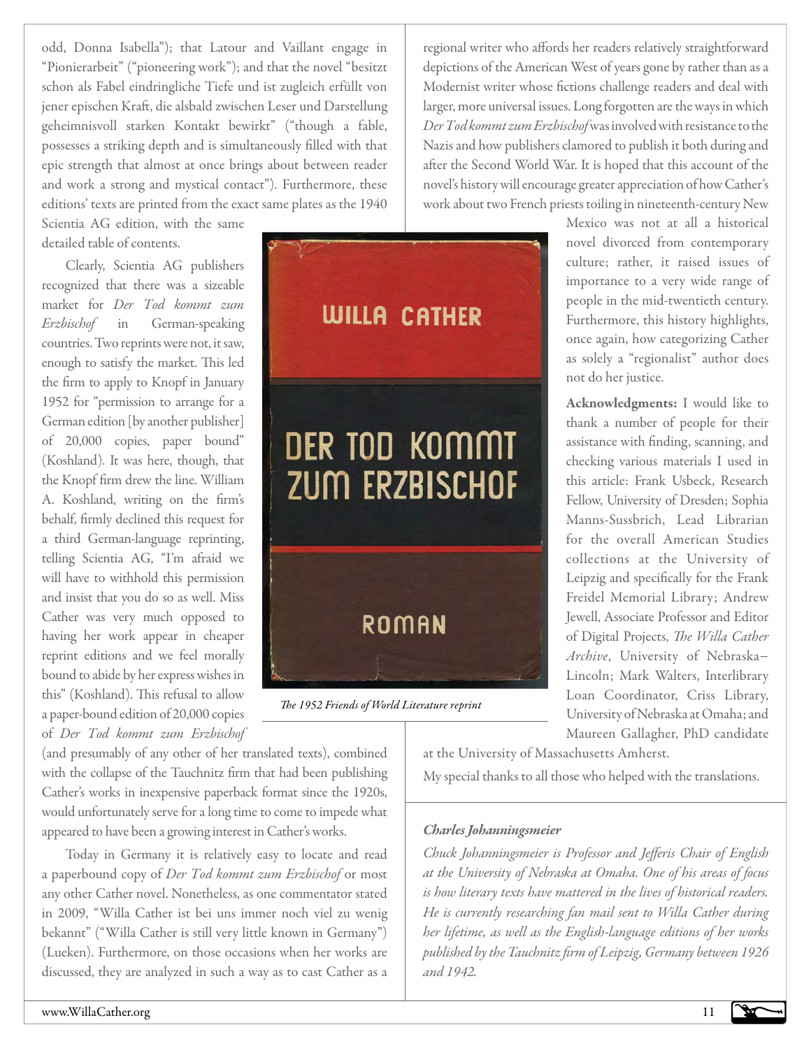odd, Donna Isabella"); that Latour and Vaillant engage in "Pionierarbeit" ("pioneering work"); and that the novel "besitzt schon als Fabel eindringliche Tiefe und ist zugleich erfüllt von jener epischen Kraft, die alsbald zwischen Leser und Darstellung geheimnisvoll starken Kontakt bewirkt" ("though a fable, possesses a striking depth and is simultaneously filled with that epic strength that almost at once brings about between reader and work a strong and mystical contact"). Furthermore, these editions' texts are printed from the exact same plates as the 1940 Scientia AG edition, with the same detailed table of contents.

Clearly, Scientia AG publishers recognized that there was a sizeable market for *Der Tod kommt zum Erzbischof* in German-speaking countries. Two reprints were not, it saw, enough to satisfy the market. This led the firm to apply to Knopf in January 1952 for "permission to arrange for a German edition [by another publisher] of 20,000 copies, paper bound" (Koshland). It was here, though, that the Knopf firm drew the line. William A. Koshland, writing on the firm's behalf, firmly declined this request for a third German-language reprinting, telling Scientia AG, "I'm afraid we will have to withhold this permission and insist that you do so as well. Miss Cather was very much opposed to having her work appear in cheaper reprint editions and we feel morally bound to abide by her express wishes in this" (Koshland). This refusal to allow a paper-bound edition of 20,000 copies of *Der Tod kommt zum Erzbischof* (and presumably of any other of her translated texts), combined with the collapse of the Tauchnitz firm that had been publishing Cather's works in inexpensive paperback format since the 1920s, would unfortunately serve for a long time to come to impede what appeared to have been a growing interest in Cather's works.

*The 1952 Friends of World Literature reprint*

Today in Germany it is relatively easy to locate and read a paperbound copy of *Der Tod kommt zum Erzbischof* or most any other Cather novel. Nonetheless, as one commentator stated in 2009, "Willa Cather ist bei uns immer noch viel zu wenig bekannt" ("Willa Cather is still very little known in Germany") (Lueken). Furthermore, on those occasions when her works are discussed, they are analyzed in such a way as to cast Cather as a regional writer who affords her readers relatively straightforward depictions of the American West of years gone by rather than as a Modernist writer whose fictions challenge readers and deal with larger, more universal issues. Long forgotten are the ways in which *Der Tod kommt zum Erzbischof* was involved with resistance to the Nazis and how publishers clamored to publish it both during and after the Second World War. It is hoped that this account of the novel's history will encourage greater appreciation of how Cather's work about two French priests toiling in nineteenth-century New Mexico was not at all a historical novel divorced from contemporary culture; rather, it raised issues of importance to a very wide range of people in the mid-twentieth century. Furthermore, this history highlights, once again, how categorizing Cather as solely a "regionalist" author does not do her justice.

**Acknowledgments:** I would like to thank a number of people for their assistance with finding, scanning, and checking various materials I used in this article: Frank Usbeck, Research Fellow, University of Dresden; Sophia Manns-Sussbrich, Lead Librarian for the overall American Studies collections at the University of Leipzig and specifically for the Frank Freidel Memorial Library; Andrew Jewell, Associate Professor and Editor of Digital Projects, *The Willa Cather Archive*, University of Nebraska–Lincoln; Mark Walters, Interlibrary Loan Coordinator, Criss Library, University of Nebraska at Omaha; and Maureen Gallagher, PhD candidate at the University of Massachusetts Amherst.

My special thanks to all those who helped with the translations.

***Charles Johanningsmeier***

*Chuck Johanningsmeier is Professor and Jefferis Chair of English at the University of Nebraska at Omaha. One of his areas of focus is how literary texts have mattered in the lives of historical readers. He is currently researching fan mail sent to Willa Cather during her lifetime, as well as the English-language editions of her works published by the Tauchnitz firm of Leipzig, Germany between 1926 and 1942.*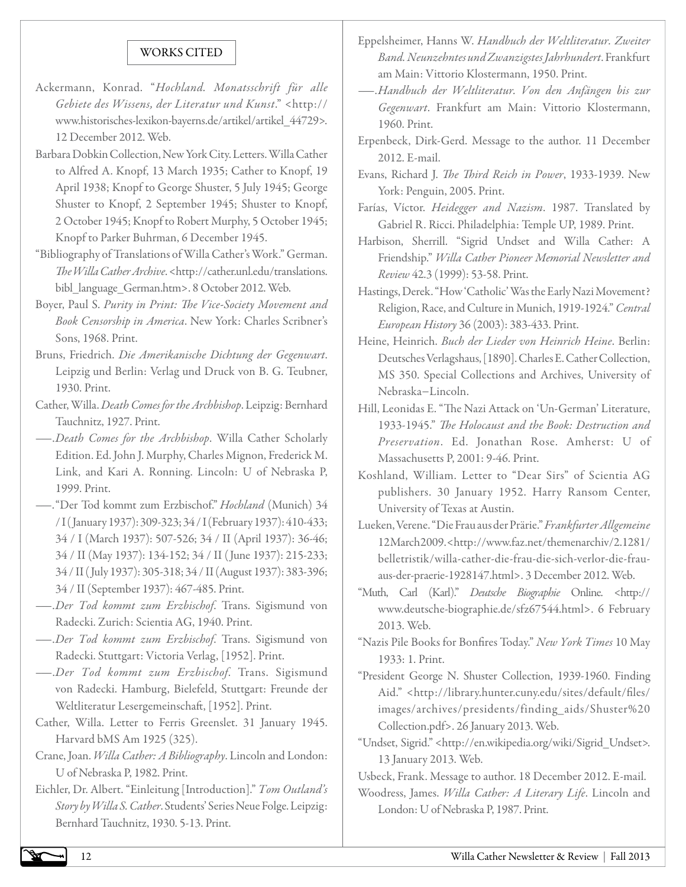## WORKS CITED

Ackermann, Konrad. "*Hochland. Monatsschrift für alle Gebiete des Wissens, der Literatur und Kunst*." <http://www.historisches-lexikon-bayerns.de/artikel/artikel_44729>. 12 December 2012. Web.

Barbara Dobkin Collection, New York City. Letters. Willa Cather to Alfred A. Knopf, 13 March 1935; Cather to Knopf, 19 April 1938; Knopf to George Shuster, 5 July 1945; George Shuster to Knopf, 2 September 1945; Shuster to Knopf, 2 October 1945; Knopf to Robert Murphy, 5 October 1945; Knopf to Parker Buhrman, 6 December 1945.

"Bibliography of Translations of Willa Cather's Work." German. *The Willa Cather Archive*. <http://cather.unl.edu/translations.bibl_language_German.htm>. 8 October 2012. Web.

Boyer, Paul S. *Purity in Print: The Vice-Society Movement and Book Censorship in America*. New York: Charles Scribner's Sons, 1968. Print.

Bruns, Friedrich. *Die Amerikanische Dichtung der Gegenwart*. Leipzig und Berlin: Verlag und Druck von B. G. Teubner, 1930. Print.

Cather, Willa. *Death Comes for the Archbishop*. Leipzig: Bernhard Tauchnitz, 1927. Print.

—.*Death Comes for the Archbishop*. Willa Cather Scholarly Edition. Ed. John J. Murphy, Charles Mignon, Frederick M. Link, and Kari A. Ronning. Lincoln: U of Nebraska P, 1999. Print.

—. "Der Tod kommt zum Erzbischof." *Hochland* (Munich) 34 / I (January 1937): 309-323; 34 / I (February 1937): 410-433; 34 / I (March 1937): 507-526; 34 / II (April 1937): 36-46; 34 / II (May 1937): 134-152; 34 / II (June 1937): 215-233; 34 / II (July 1937): 305-318; 34 / II (August 1937): 383-396; 34 / II (September 1937): 467-485. Print.

—.*Der Tod kommt zum Erzbischof*. Trans. Sigismund von Radecki. Zurich: Scientia AG, 1940. Print.

—.*Der Tod kommt zum Erzbischof*. Trans. Sigismund von Radecki. Stuttgart: Victoria Verlag, [1952]. Print.

—.*Der Tod kommt zum Erzbischof*. Trans. Sigismund von Radecki. Hamburg, Bielefeld, Stuttgart: Freunde der Weltliteratur Lesergemeinschaft, [1952]. Print.

Cather, Willa. Letter to Ferris Greenslet. 31 January 1945. Harvard bMS Am 1925 (325).

Crane, Joan. *Willa Cather: A Bibliography*. Lincoln and London: U of Nebraska P, 1982. Print.

Eichler, Dr. Albert. "Einleitung [Introduction]." *Tom Outland's Story by Willa S. Cather*. Students' Series Neue Folge. Leipzig: Bernhard Tauchnitz, 1930. 5-13. Print.

Eppelsheimer, Hanns W. *Handbuch der Weltliteratur. Zweiter Band. Neunzehntes und Zwanzigstes Jahrhundert*. Frankfurt am Main: Vittorio Klostermann, 1950. Print.

—.*Handbuch der Weltliteratur. Von den Anfängen bis zur Gegenwart*. Frankfurt am Main: Vittorio Klostermann, 1960. Print.

Erpenbeck, Dirk-Gerd. Message to the author. 11 December 2012. E-mail.

Evans, Richard J. *The Third Reich in Power*, 1933-1939. New York: Penguin, 2005. Print.

Farías, Víctor. *Heidegger and Nazism*. 1987. Translated by Gabriel R. Ricci. Philadelphia: Temple UP, 1989. Print.

Harbison, Sherrill. "Sigrid Undset and Willa Cather: A Friendship." *Willa Cather Pioneer Memorial Newsletter and Review* 42.3 (1999): 53-58. Print.

Hastings, Derek. "How 'Catholic' Was the Early Nazi Movement? Religion, Race, and Culture in Munich, 1919-1924." *Central European History* 36 (2003): 383-433. Print.

Heine, Heinrich. *Buch der Lieder von Heinrich Heine*. Berlin: Deutsches Verlagshaus, [1890]. Charles E. Cather Collection, MS 350. Special Collections and Archives, University of Nebraska–Lincoln.

Hill, Leonidas E. "The Nazi Attack on 'Un-German' Literature, 1933-1945." *The Holocaust and the Book: Destruction and Preservation*. Ed. Jonathan Rose. Amherst: U of Massachusetts P, 2001: 9-46. Print.

Koshland, William. Letter to "Dear Sirs" of Scientia AG publishers. 30 January 1952. Harry Ransom Center, University of Texas at Austin.

Lueken, Verene. "Die Frau aus der Prärie." *Frankfurter Allgemeine* 12March2009.<http://www.faz.net/themenarchiv/2.1281/belletristik/willa-cather-die-frau-die-sich-verlor-die-frau-aus-der-praerie-1928147.html>. 3 December 2012. Web.

"Muth, Carl (Karl)." *Deutsche Biographie* Online. <http://www.deutsche-biographie.de/sfz67544.html>. 6 February 2013. Web.

"Nazis Pile Books for Bonfires Today." *New York Times* 10 May 1933: 1. Print.

"President George N. Shuster Collection, 1939-1960. Finding Aid." <http://library.hunter.cuny.edu/sites/default/files/images/archives/presidents/finding_aids/Shuster%20Collection.pdf>. 26 January 2013. Web.

"Undset, Sigrid." <http://en.wikipedia.org/wiki/Sigrid_Undset>. 13 January 2013. Web.

Usbeck, Frank. Message to author. 18 December 2012. E-mail.

Woodress, James. *Willa Cather: A Literary Life*. Lincoln and London: U of Nebraska P, 1987. Print.